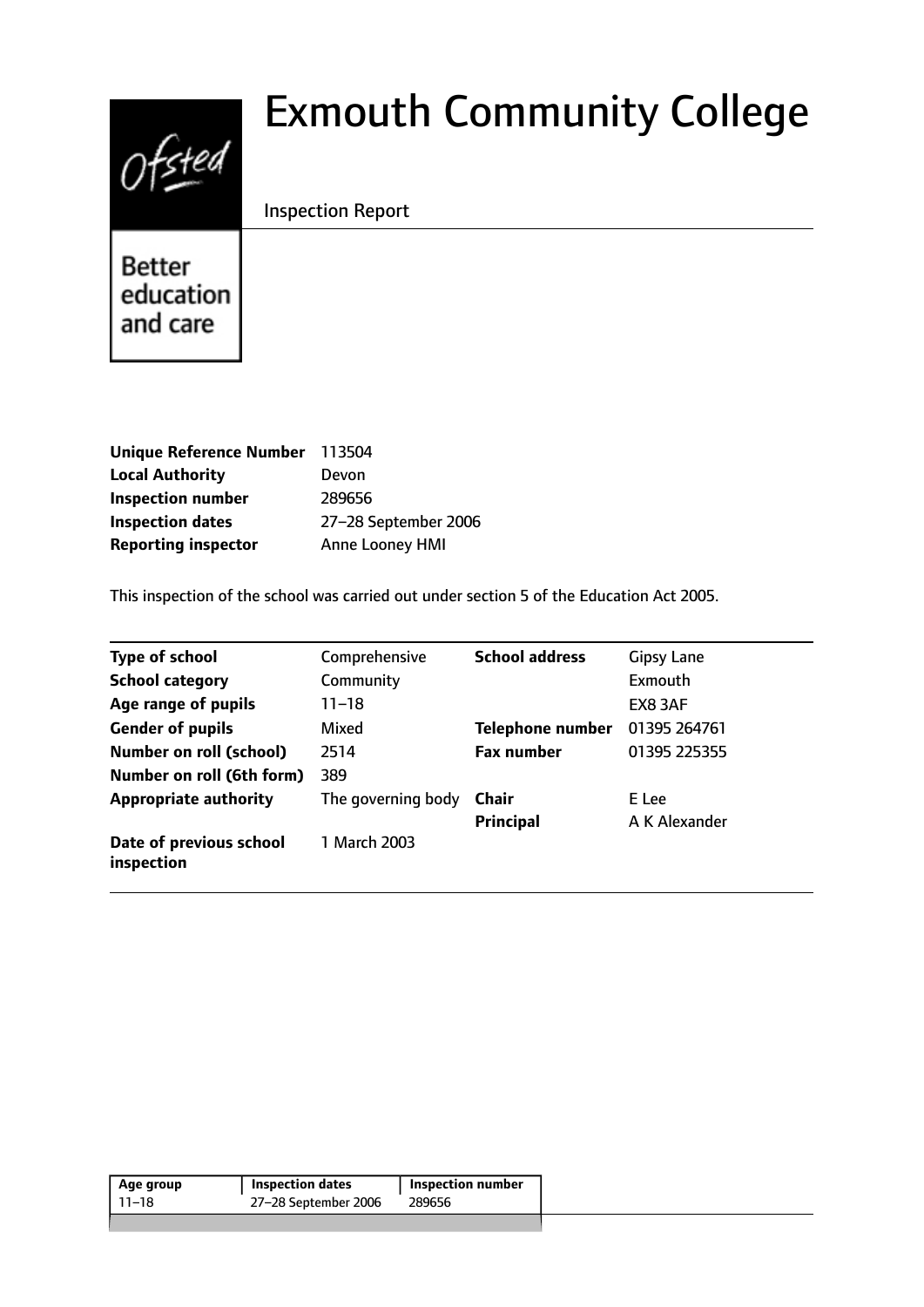# Exmouth Community College

Inspection Report

Better education and care

| | |
|---|---|
| **Unique Reference Number** | 113504 |
| **Local Authority** | Devon |
| **Inspection number** | 289656 |
| **Inspection dates** | 27–28 September 2006 |
| **Reporting inspector** | Anne Looney HMI |

This inspection of the school was carried out under section 5 of the Education Act 2005.

| | | | |
|---|---|---|---|
| **Type of school** | Comprehensive | **School address** | Gipsy Lane |
| **School category** | Community | | Exmouth |
| **Age range of pupils** | 11–18 | | EX8 3AF |
| **Gender of pupils** | Mixed | **Telephone number** | 01395 264761 |
| **Number on roll (school)** | 2514 | **Fax number** | 01395 225355 |
| **Number on roll (6th form)** | 389 | | |
| **Appropriate authority** | The governing body | **Chair** | E Lee |
| | | **Principal** | A K Alexander |
| **Date of previous school inspection** | 1 March 2003 | | |

| Age group | Inspection dates | Inspection number |
|---|---|---|
| 11–18 | 27–28 September 2006 | 289656 |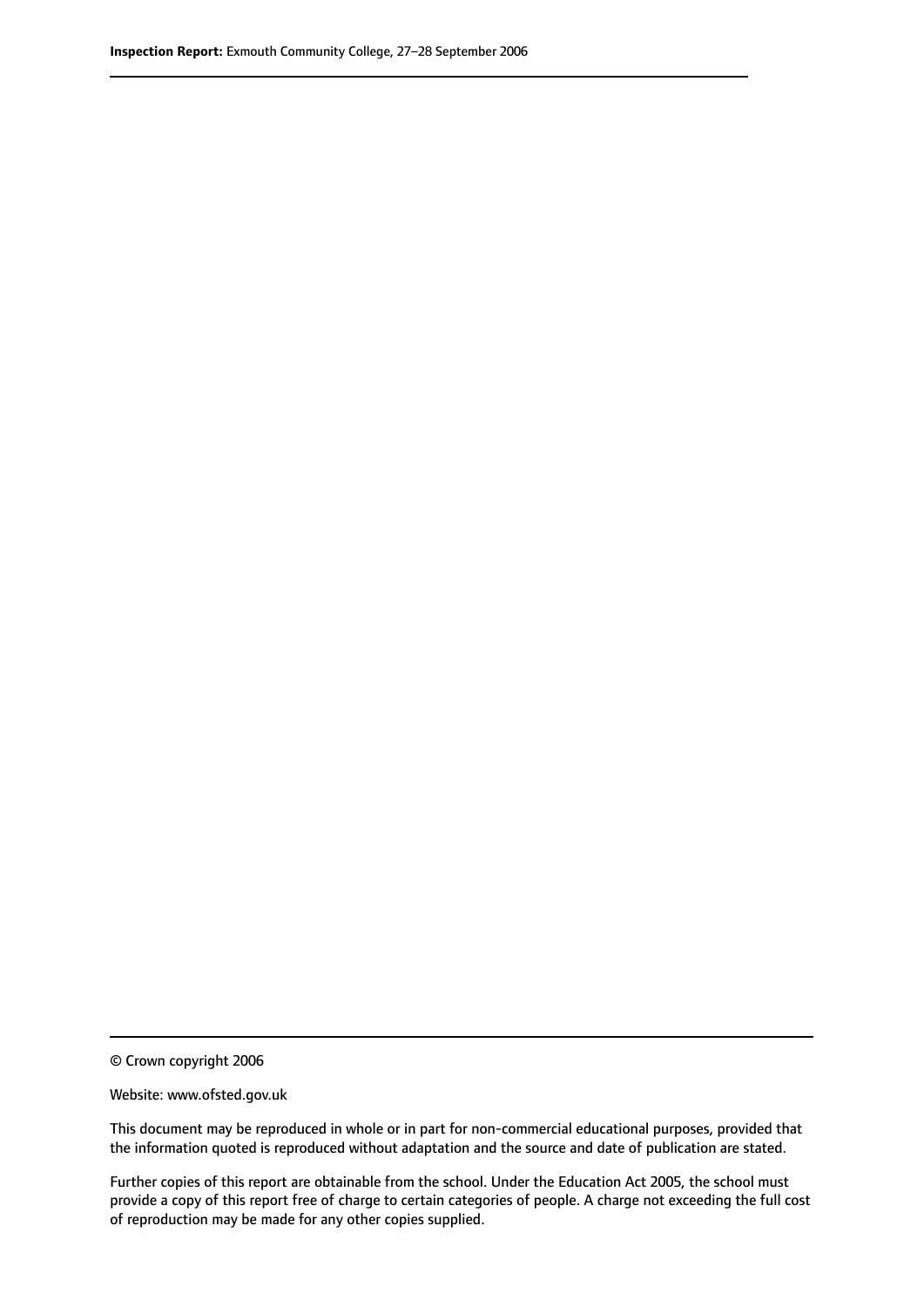© Crown copyright 2006

Website: www.ofsted.gov.uk

This document may be reproduced in whole or in part for non-commercial educational purposes, provided that the information quoted is reproduced without adaptation and the source and date of publication are stated.

Further copies of this report are obtainable from the school. Under the Education Act 2005, the school must provide a copy of this report free of charge to certain categories of people. A charge not exceeding the full cost of reproduction may be made for any other copies supplied.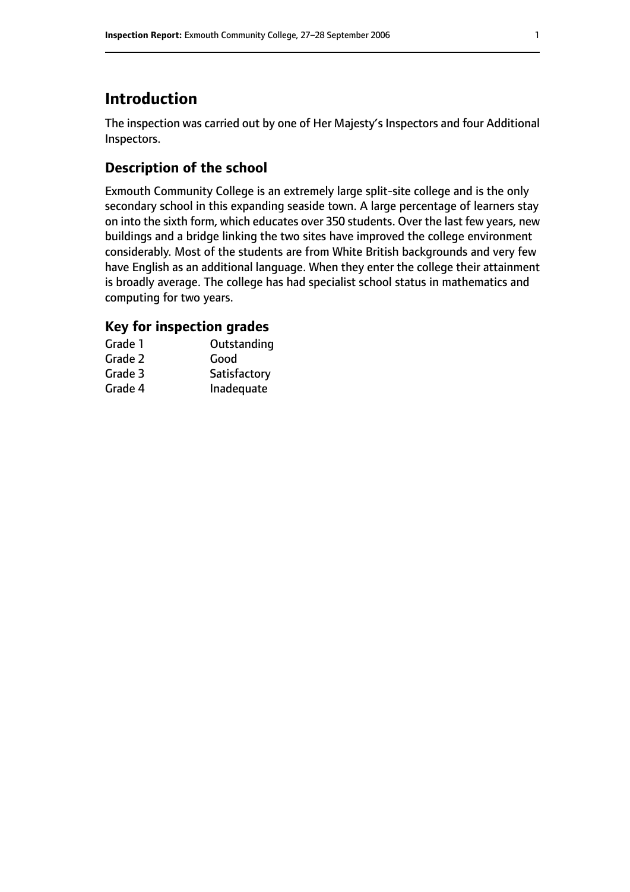# Introduction

The inspection was carried out by one of Her Majesty's Inspectors and four Additional Inspectors.

## Description of the school

Exmouth Community College is an extremely large split-site college and is the only secondary school in this expanding seaside town. A large percentage of learners stay on into the sixth form, which educates over 350 students. Over the last few years, new buildings and a bridge linking the two sites have improved the college environment considerably. Most of the students are from White British backgrounds and very few have English as an additional language. When they enter the college their attainment is broadly average. The college has had specialist school status in mathematics and computing for two years.

### Key for inspection grades

| | |
|---|---|
| Grade 1 | Outstanding |
| Grade 2 | Good |
| Grade 3 | Satisfactory |
| Grade 4 | Inadequate |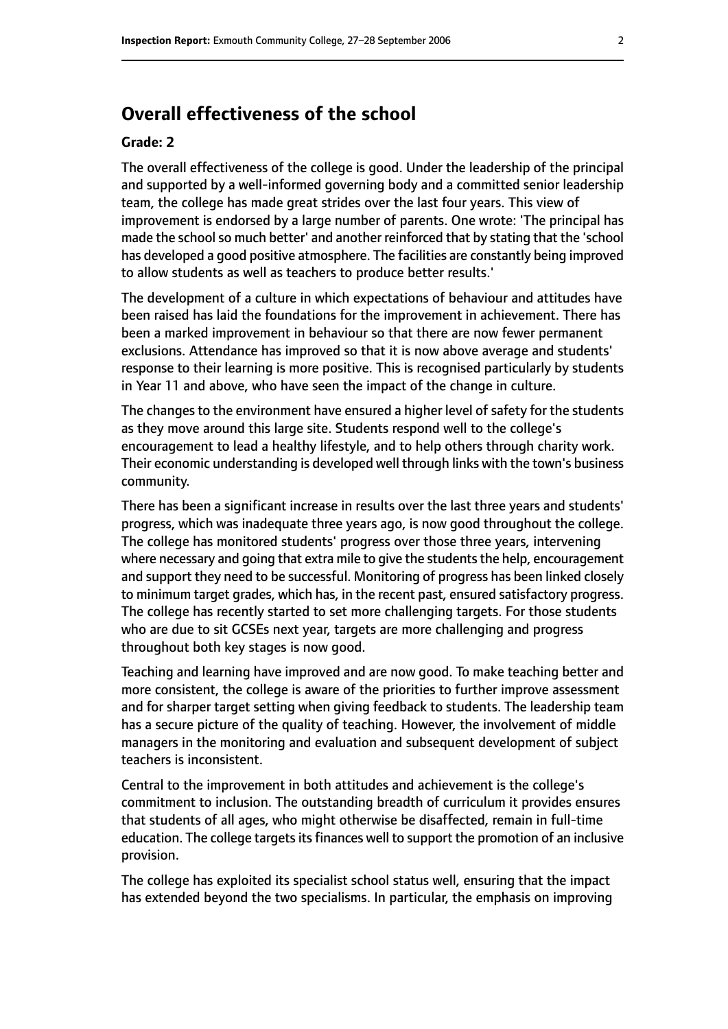## Overall effectiveness of the school

### Grade: 2

The overall effectiveness of the college is good. Under the leadership of the principal and supported by a well-informed governing body and a committed senior leadership team, the college has made great strides over the last four years. This view of improvement is endorsed by a large number of parents. One wrote: 'The principal has made the school so much better' and another reinforced that by stating that the 'school has developed a good positive atmosphere. The facilities are constantly being improved to allow students as well as teachers to produce better results.'

The development of a culture in which expectations of behaviour and attitudes have been raised has laid the foundations for the improvement in achievement. There has been a marked improvement in behaviour so that there are now fewer permanent exclusions. Attendance has improved so that it is now above average and students' response to their learning is more positive. This is recognised particularly by students in Year 11 and above, who have seen the impact of the change in culture.

The changes to the environment have ensured a higher level of safety for the students as they move around this large site. Students respond well to the college's encouragement to lead a healthy lifestyle, and to help others through charity work. Their economic understanding is developed well through links with the town's business community.

There has been a significant increase in results over the last three years and students' progress, which was inadequate three years ago, is now good throughout the college. The college has monitored students' progress over those three years, intervening where necessary and going that extra mile to give the students the help, encouragement and support they need to be successful. Monitoring of progress has been linked closely to minimum target grades, which has, in the recent past, ensured satisfactory progress. The college has recently started to set more challenging targets. For those students who are due to sit GCSEs next year, targets are more challenging and progress throughout both key stages is now good.

Teaching and learning have improved and are now good. To make teaching better and more consistent, the college is aware of the priorities to further improve assessment and for sharper target setting when giving feedback to students. The leadership team has a secure picture of the quality of teaching. However, the involvement of middle managers in the monitoring and evaluation and subsequent development of subject teachers is inconsistent.

Central to the improvement in both attitudes and achievement is the college's commitment to inclusion. The outstanding breadth of curriculum it provides ensures that students of all ages, who might otherwise be disaffected, remain in full-time education. The college targets its finances well to support the promotion of an inclusive provision.

The college has exploited its specialist school status well, ensuring that the impact has extended beyond the two specialisms. In particular, the emphasis on improving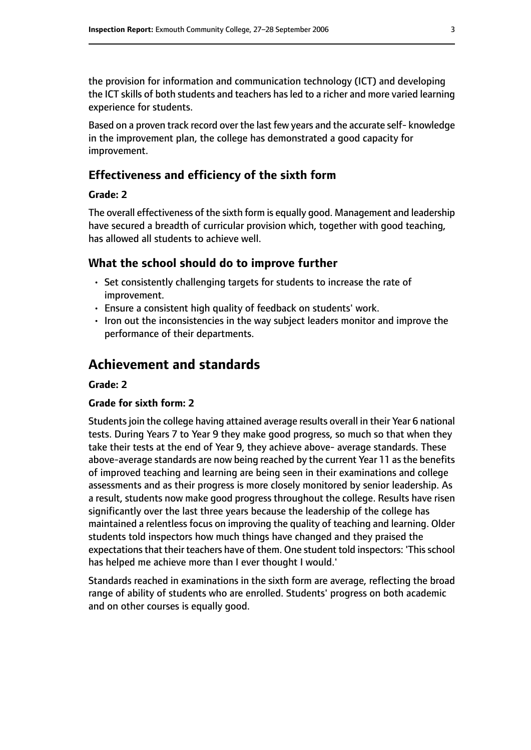the provision for information and communication technology (ICT) and developing the ICT skills of both students and teachers has led to a richer and more varied learning experience for students.

Based on a proven track record over the last few years and the accurate self- knowledge in the improvement plan, the college has demonstrated a good capacity for improvement.

### Effectiveness and efficiency of the sixth form

**Grade: 2**

The overall effectiveness of the sixth form is equally good. Management and leadership have secured a breadth of curricular provision which, together with good teaching, has allowed all students to achieve well.

### What the school should do to improve further

- Set consistently challenging targets for students to increase the rate of improvement.
- Ensure a consistent high quality of feedback on students' work.
- Iron out the inconsistencies in the way subject leaders monitor and improve the performance of their departments.

## Achievement and standards

**Grade: 2**

**Grade for sixth form: 2**

Students join the college having attained average results overall in their Year 6 national tests. During Years 7 to Year 9 they make good progress, so much so that when they take their tests at the end of Year 9, they achieve above- average standards. These above-average standards are now being reached by the current Year 11 as the benefits of improved teaching and learning are being seen in their examinations and college assessments and as their progress is more closely monitored by senior leadership. As a result, students now make good progress throughout the college. Results have risen significantly over the last three years because the leadership of the college has maintained a relentless focus on improving the quality of teaching and learning. Older students told inspectors how much things have changed and they praised the expectations that their teachers have of them. One student told inspectors: 'This school has helped me achieve more than I ever thought I would.'

Standards reached in examinations in the sixth form are average, reflecting the broad range of ability of students who are enrolled. Students' progress on both academic and on other courses is equally good.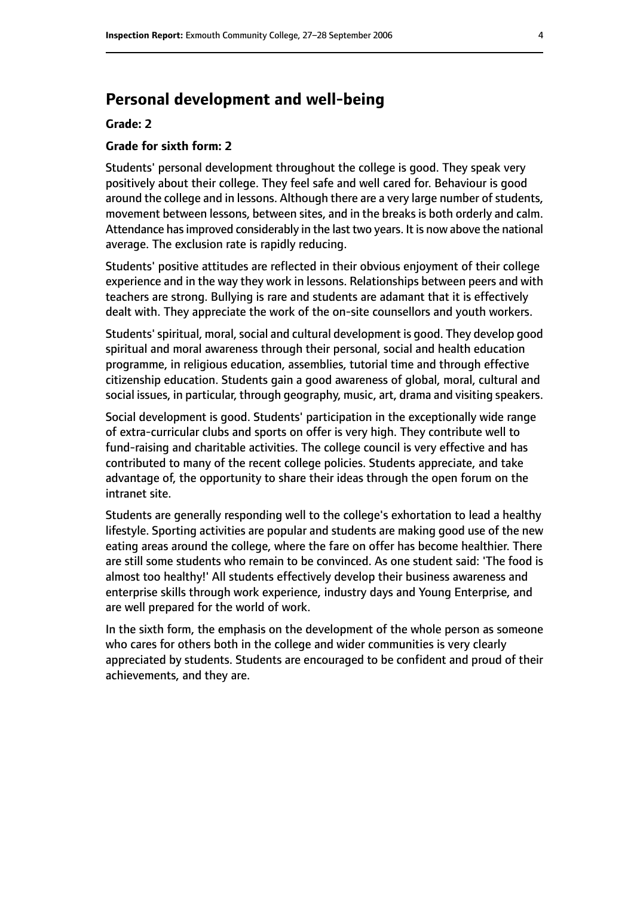## Personal development and well-being

**Grade: 2**

**Grade for sixth form: 2**

Students' personal development throughout the college is good. They speak very positively about their college. They feel safe and well cared for. Behaviour is good around the college and in lessons. Although there are a very large number of students, movement between lessons, between sites, and in the breaks is both orderly and calm. Attendance has improved considerably in the last two years. It is now above the national average. The exclusion rate is rapidly reducing.

Students' positive attitudes are reflected in their obvious enjoyment of their college experience and in the way they work in lessons. Relationships between peers and with teachers are strong. Bullying is rare and students are adamant that it is effectively dealt with. They appreciate the work of the on-site counsellors and youth workers.

Students' spiritual, moral, social and cultural development is good. They develop good spiritual and moral awareness through their personal, social and health education programme, in religious education, assemblies, tutorial time and through effective citizenship education. Students gain a good awareness of global, moral, cultural and social issues, in particular, through geography, music, art, drama and visiting speakers.

Social development is good. Students' participation in the exceptionally wide range of extra-curricular clubs and sports on offer is very high. They contribute well to fund-raising and charitable activities. The college council is very effective and has contributed to many of the recent college policies. Students appreciate, and take advantage of, the opportunity to share their ideas through the open forum on the intranet site.

Students are generally responding well to the college's exhortation to lead a healthy lifestyle. Sporting activities are popular and students are making good use of the new eating areas around the college, where the fare on offer has become healthier. There are still some students who remain to be convinced. As one student said: 'The food is almost too healthy!' All students effectively develop their business awareness and enterprise skills through work experience, industry days and Young Enterprise, and are well prepared for the world of work.

In the sixth form, the emphasis on the development of the whole person as someone who cares for others both in the college and wider communities is very clearly appreciated by students. Students are encouraged to be confident and proud of their achievements, and they are.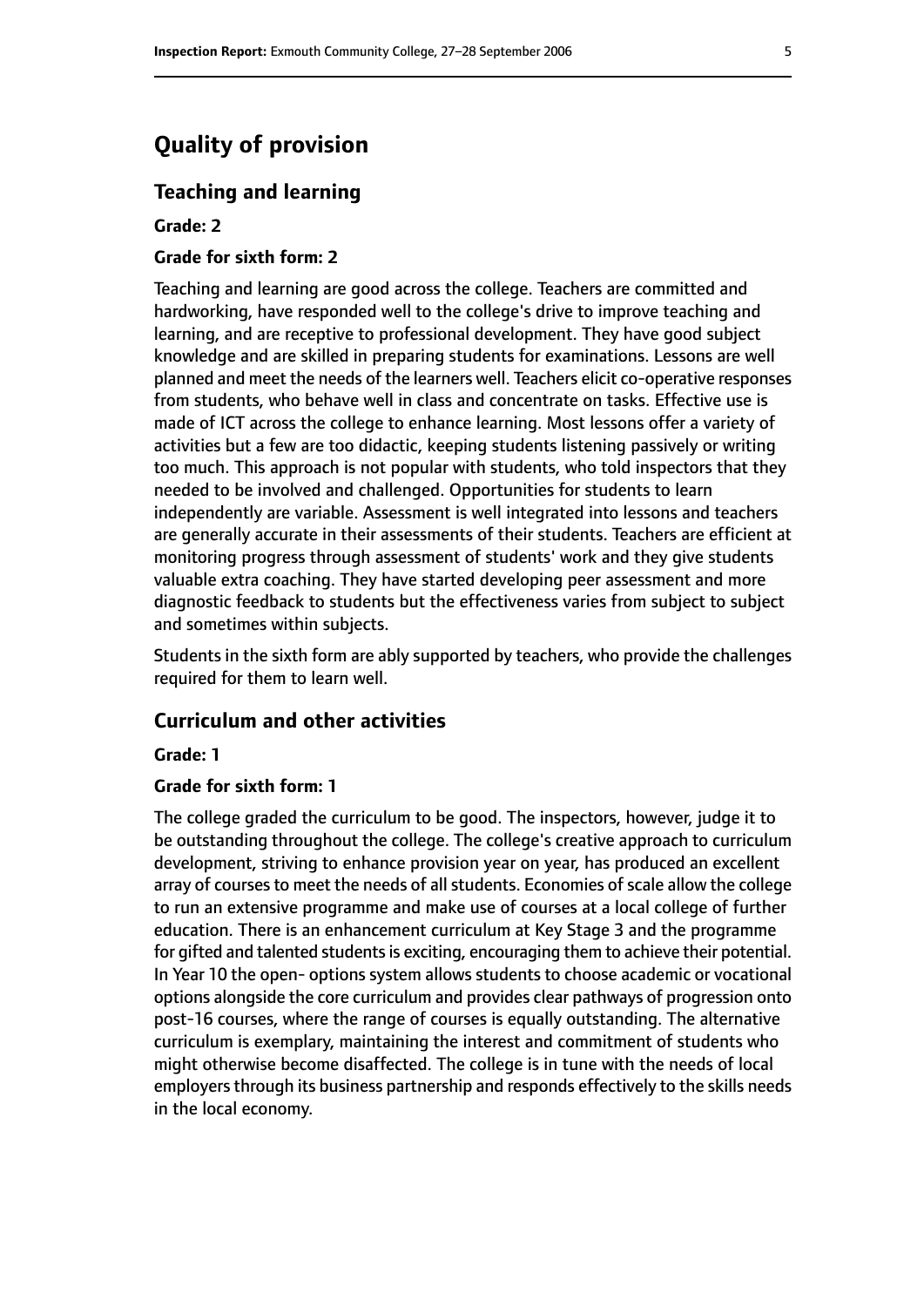# Quality of provision

## Teaching and learning

**Grade: 2**

**Grade for sixth form: 2**

Teaching and learning are good across the college. Teachers are committed and hardworking, have responded well to the college's drive to improve teaching and learning, and are receptive to professional development. They have good subject knowledge and are skilled in preparing students for examinations. Lessons are well planned and meet the needs of the learners well. Teachers elicit co-operative responses from students, who behave well in class and concentrate on tasks. Effective use is made of ICT across the college to enhance learning. Most lessons offer a variety of activities but a few are too didactic, keeping students listening passively or writing too much. This approach is not popular with students, who told inspectors that they needed to be involved and challenged. Opportunities for students to learn independently are variable. Assessment is well integrated into lessons and teachers are generally accurate in their assessments of their students. Teachers are efficient at monitoring progress through assessment of students' work and they give students valuable extra coaching. They have started developing peer assessment and more diagnostic feedback to students but the effectiveness varies from subject to subject and sometimes within subjects.

Students in the sixth form are ably supported by teachers, who provide the challenges required for them to learn well.

## Curriculum and other activities

**Grade: 1**

**Grade for sixth form: 1**

The college graded the curriculum to be good. The inspectors, however, judge it to be outstanding throughout the college. The college's creative approach to curriculum development, striving to enhance provision year on year, has produced an excellent array of courses to meet the needs of all students. Economies of scale allow the college to run an extensive programme and make use of courses at a local college of further education. There is an enhancement curriculum at Key Stage 3 and the programme for gifted and talented students is exciting, encouraging them to achieve their potential. In Year 10 the open- options system allows students to choose academic or vocational options alongside the core curriculum and provides clear pathways of progression onto post-16 courses, where the range of courses is equally outstanding. The alternative curriculum is exemplary, maintaining the interest and commitment of students who might otherwise become disaffected. The college is in tune with the needs of local employers through its business partnership and responds effectively to the skills needs in the local economy.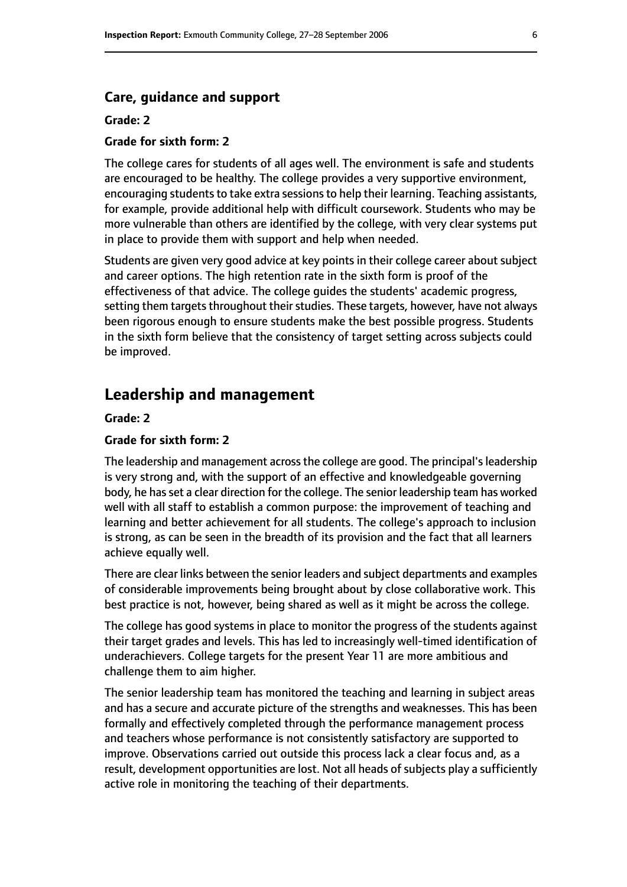### Care, guidance and support

**Grade: 2**

**Grade for sixth form: 2**

The college cares for students of all ages well. The environment is safe and students are encouraged to be healthy. The college provides a very supportive environment, encouraging students to take extra sessions to help their learning. Teaching assistants, for example, provide additional help with difficult coursework. Students who may be more vulnerable than others are identified by the college, with very clear systems put in place to provide them with support and help when needed.

Students are given very good advice at key points in their college career about subject and career options. The high retention rate in the sixth form is proof of the effectiveness of that advice. The college guides the students' academic progress, setting them targets throughout their studies. These targets, however, have not always been rigorous enough to ensure students make the best possible progress. Students in the sixth form believe that the consistency of target setting across subjects could be improved.

## Leadership and management

**Grade: 2**

**Grade for sixth form: 2**

The leadership and management across the college are good. The principal's leadership is very strong and, with the support of an effective and knowledgeable governing body, he has set a clear direction for the college. The senior leadership team has worked well with all staff to establish a common purpose: the improvement of teaching and learning and better achievement for all students. The college's approach to inclusion is strong, as can be seen in the breadth of its provision and the fact that all learners achieve equally well.

There are clear links between the senior leaders and subject departments and examples of considerable improvements being brought about by close collaborative work. This best practice is not, however, being shared as well as it might be across the college.

The college has good systems in place to monitor the progress of the students against their target grades and levels. This has led to increasingly well-timed identification of underachievers. College targets for the present Year 11 are more ambitious and challenge them to aim higher.

The senior leadership team has monitored the teaching and learning in subject areas and has a secure and accurate picture of the strengths and weaknesses. This has been formally and effectively completed through the performance management process and teachers whose performance is not consistently satisfactory are supported to improve. Observations carried out outside this process lack a clear focus and, as a result, development opportunities are lost. Not all heads of subjects play a sufficiently active role in monitoring the teaching of their departments.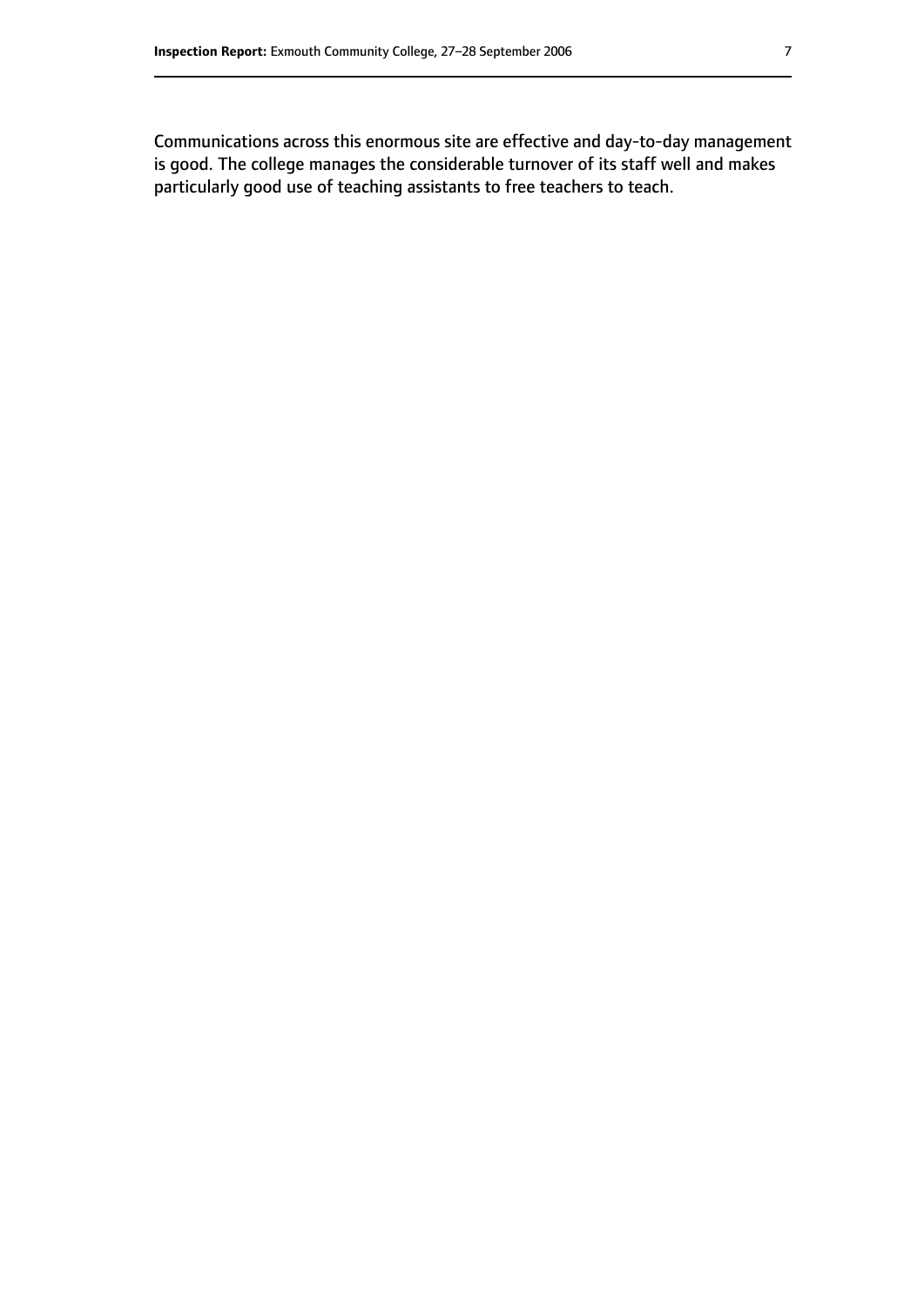Communications across this enormous site are effective and day-to-day management is good. The college manages the considerable turnover of its staff well and makes particularly good use of teaching assistants to free teachers to teach.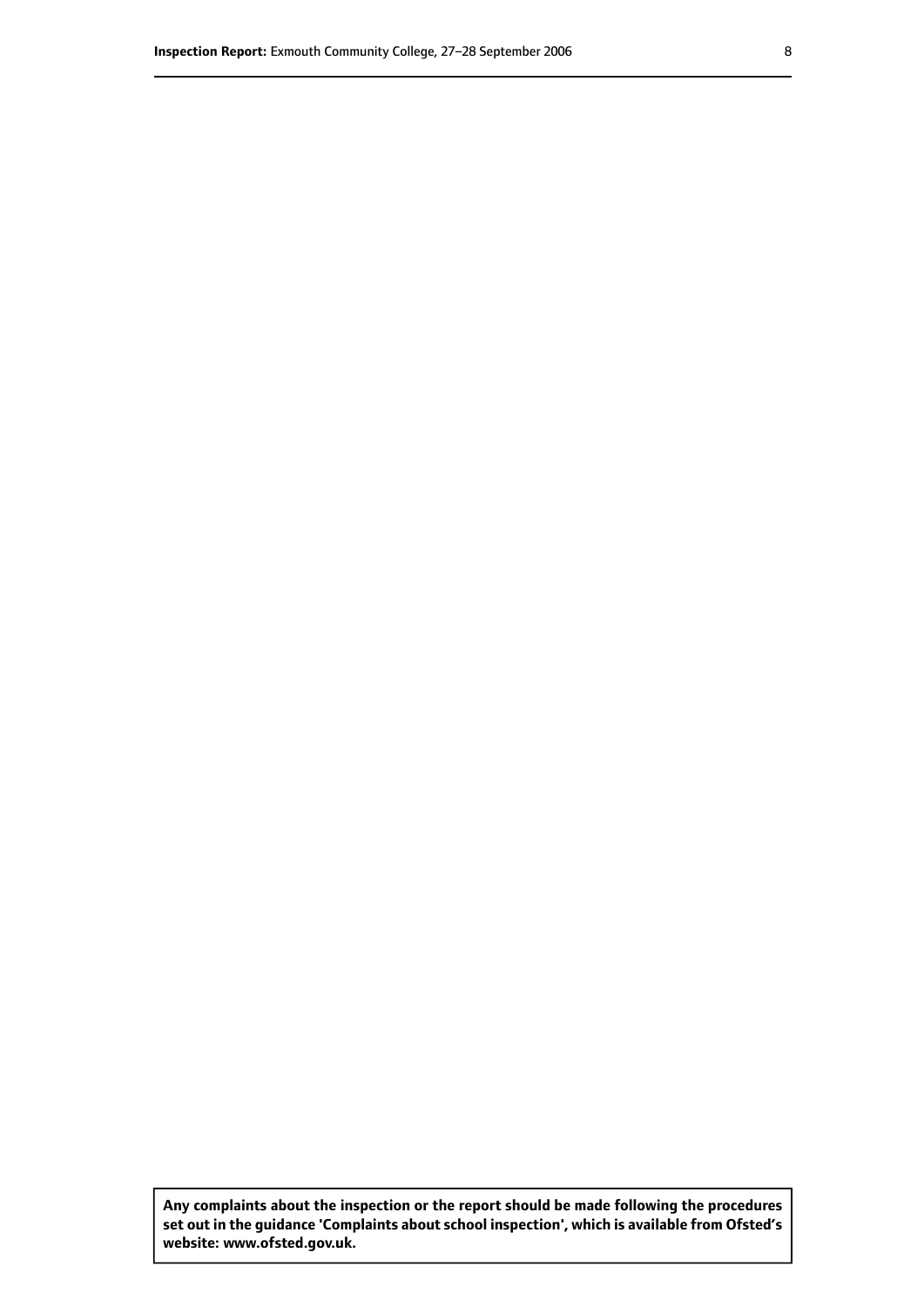**Any complaints about the inspection or the report should be made following the procedures set out in the guidance 'Complaints about school inspection', which is available from Ofsted's website: www.ofsted.gov.uk.**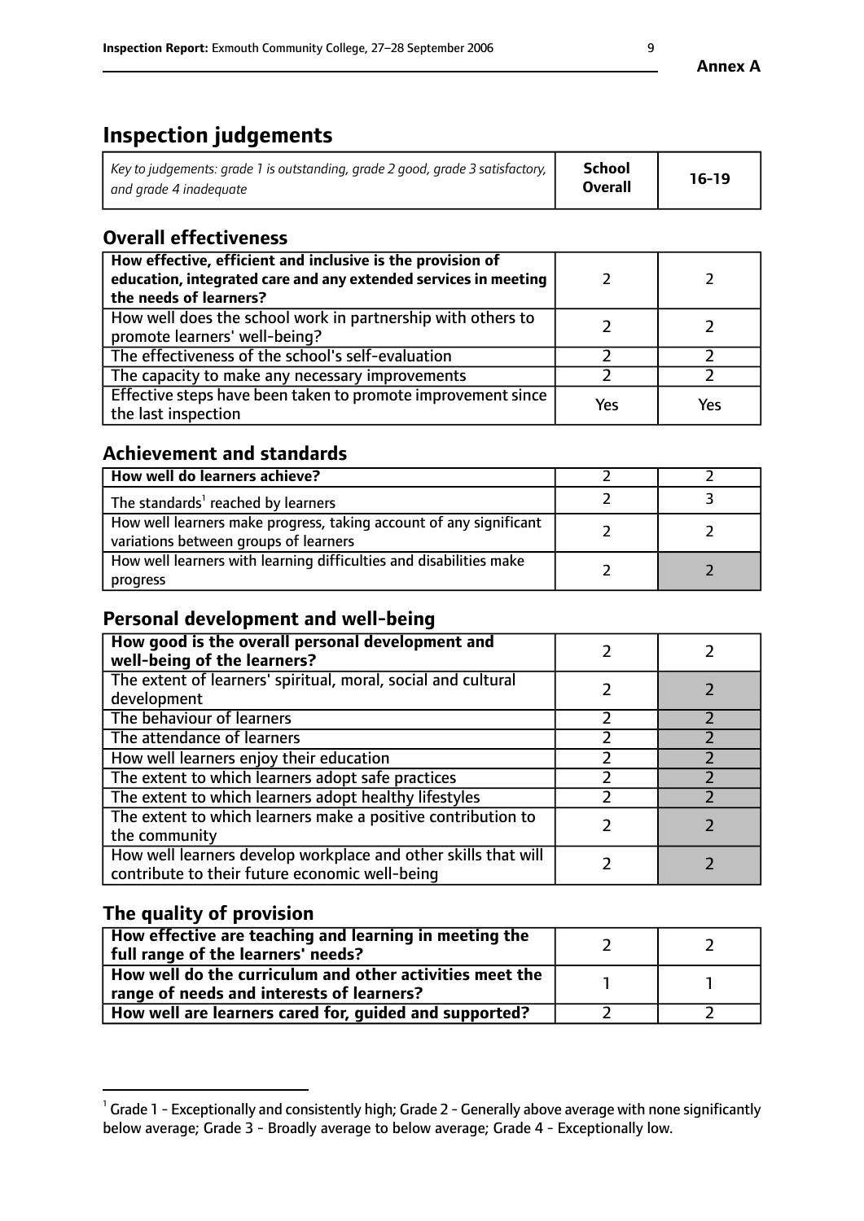**Annex A**

# Inspection judgements

| *Key to judgements: grade 1 is outstanding, grade 2 good, grade 3 satisfactory, and grade 4 inadequate* | **School Overall** | **16-19** |
|---|---|---|

## Overall effectiveness

| | | |
|---|---|---|
| **How effective, efficient and inclusive is the provision of education, integrated care and any extended services in meeting the needs of learners?** | 2 | 2 |
| How well does the school work in partnership with others to promote learners' well-being? | 2 | 2 |
| The effectiveness of the school's self-evaluation | 2 | 2 |
| The capacity to make any necessary improvements | 2 | 2 |
| Effective steps have been taken to promote improvement since the last inspection | Yes | Yes |

## Achievement and standards

| | | |
|---|---|---|
| **How well do learners achieve?** | 2 | 2 |
| The standards[1] reached by learners | 2 | 3 |
| How well learners make progress, taking account of any significant variations between groups of learners | 2 | 2 |
| How well learners with learning difficulties and disabilities make progress | 2 | 2 |

## Personal development and well-being

| | | |
|---|---|---|
| **How good is the overall personal development and well-being of the learners?** | 2 | 2 |
| The extent of learners' spiritual, moral, social and cultural development | 2 | 2 |
| The behaviour of learners | 2 | 2 |
| The attendance of learners | 2 | 2 |
| How well learners enjoy their education | 2 | 2 |
| The extent to which learners adopt safe practices | 2 | 2 |
| The extent to which learners adopt healthy lifestyles | 2 | 2 |
| The extent to which learners make a positive contribution to the community | 2 | 2 |
| How well learners develop workplace and other skills that will contribute to their future economic well-being | 2 | 2 |

## The quality of provision

| | | |
|---|---|---|
| **How effective are teaching and learning in meeting the full range of the learners' needs?** | 2 | 2 |
| **How well do the curriculum and other activities meet the range of needs and interests of learners?** | 1 | 1 |
| **How well are learners cared for, guided and supported?** | 2 | 2 |

[1] Grade 1 - Exceptionally and consistently high; Grade 2 - Generally above average with none significantly below average; Grade 3 - Broadly average to below average; Grade 4 - Exceptionally low.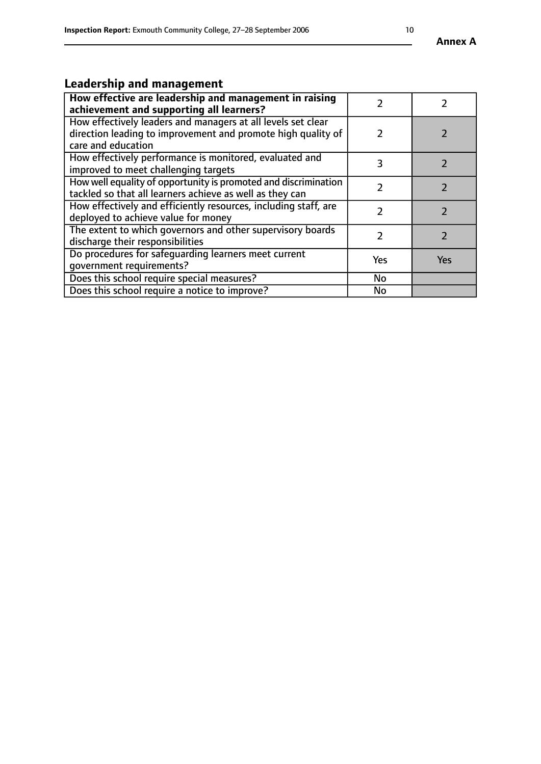**Annex A**

## Leadership and management

| **How effective are leadership and management in raising achievement and supporting all learners?** | 2 | 2 |
|---|---|---|
| How effectively leaders and managers at all levels set clear direction leading to improvement and promote high quality of care and education | 2 | 2 |
| How effectively performance is monitored, evaluated and improved to meet challenging targets | 3 | 2 |
| How well equality of opportunity is promoted and discrimination tackled so that all learners achieve as well as they can | 2 | 2 |
| How effectively and efficiently resources, including staff, are deployed to achieve value for money | 2 | 2 |
| The extent to which governors and other supervisory boards discharge their responsibilities | 2 | 2 |
| Do procedures for safeguarding learners meet current government requirements? | Yes | Yes |
| Does this school require special measures? | No | |
| Does this school require a notice to improve? | No | |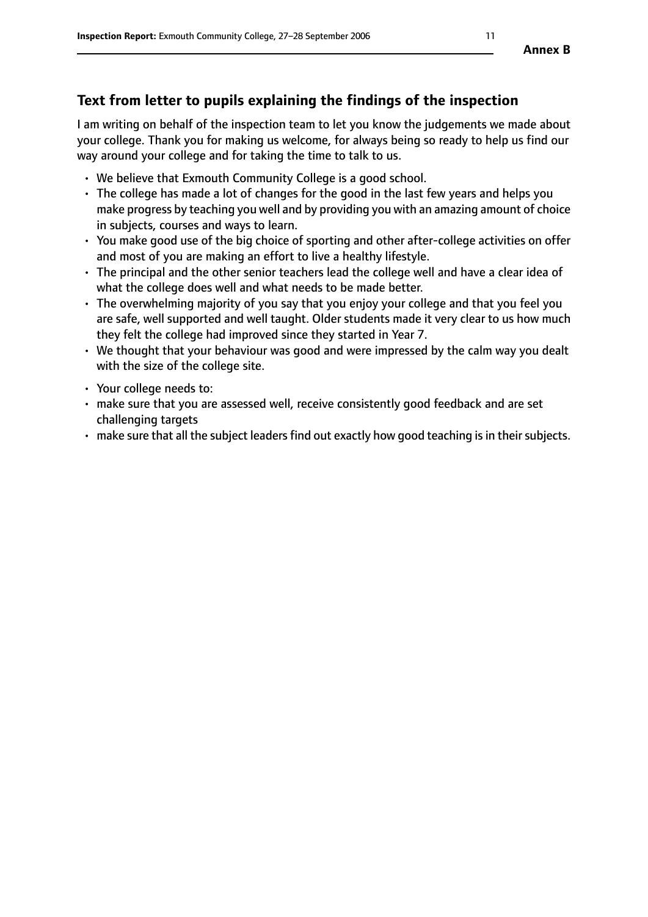## Text from letter to pupils explaining the findings of the inspection

I am writing on behalf of the inspection team to let you know the judgements we made about your college. Thank you for making us welcome, for always being so ready to help us find our way around your college and for taking the time to talk to us.

- We believe that Exmouth Community College is a good school.
- The college has made a lot of changes for the good in the last few years and helps you make progress by teaching you well and by providing you with an amazing amount of choice in subjects, courses and ways to learn.
- You make good use of the big choice of sporting and other after-college activities on offer and most of you are making an effort to live a healthy lifestyle.
- The principal and the other senior teachers lead the college well and have a clear idea of what the college does well and what needs to be made better.
- The overwhelming majority of you say that you enjoy your college and that you feel you are safe, well supported and well taught. Older students made it very clear to us how much they felt the college had improved since they started in Year 7.
- We thought that your behaviour was good and were impressed by the calm way you dealt with the size of the college site.

- Your college needs to:
- make sure that you are assessed well, receive consistently good feedback and are set challenging targets
- make sure that all the subject leaders find out exactly how good teaching is in their subjects.